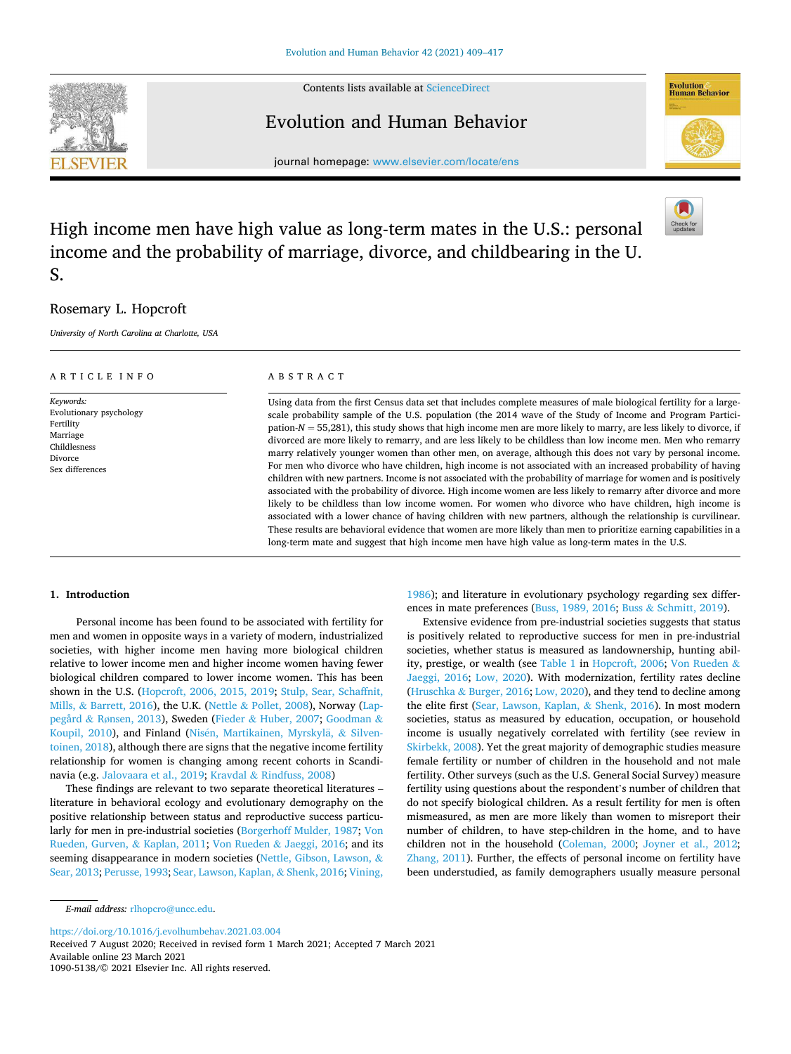# High income men have high value as long-term mates in the U.S.: personal income and the probability of marriage, divorce, and childbearing in the U.S.

Rosemary L. Hopcroft

*University of North Carolina at Charlotte, USA*

## ARTICLE INFO

*Keywords:*
Evolutionary psychology
Fertility
Marriage
Childlessness
Divorce
Sex differences

## ABSTRACT

Using data from the first Census data set that includes complete measures of male biological fertility for a large-scale probability sample of the U.S. population (the 2014 wave of the Study of Income and Program Participation-$N = 55{,}281$), this study shows that high income men are more likely to marry, are less likely to divorce, if divorced are more likely to remarry, and are less likely to be childless than low income men. Men who remarry marry relatively younger women than other men, on average, although this does not vary by personal income. For men who divorce who have children, high income is not associated with an increased probability of having children with new partners. Income is not associated with the probability of marriage for women and is positively associated with the probability of divorce. High income women are less likely to remarry after divorce and more likely to be childless than low income women. For women who divorce who have children, high income is associated with a lower chance of having children with new partners, although the relationship is curvilinear. These results are behavioral evidence that women are more likely than men to prioritize earning capabilities in a long-term mate and suggest that high income men have high value as long-term mates in the U.S.

## 1. Introduction

Personal income has been found to be associated with fertility for men and women in opposite ways in a variety of modern, industrialized societies, with higher income men having more biological children relative to lower income men and higher income women having fewer biological children compared to lower income women. This has been shown in the U.S. (Hopcroft, 2006, 2015, 2019; Stulp, Sear, Schaffnit, Mills, & Barrett, 2016), the U.K. (Nettle & Pollet, 2008), Norway (Lappegård & Rønsen, 2013), Sweden (Fieder & Huber, 2007; Goodman & Koupil, 2010), and Finland (Nisén, Martikainen, Myrskylä, & Silventoinen, 2018), although there are signs that the negative income fertility relationship for women is changing among recent cohorts in Scandinavia (e.g. Jalovaara et al., 2019; Kravdal & Rindfuss, 2008)

These findings are relevant to two separate theoretical literatures – literature in behavioral ecology and evolutionary demography on the positive relationship between status and reproductive success particularly for men in pre-industrial societies (Borgerhoff Mulder, 1987; Von Rueden, Gurven, & Kaplan, 2011; Von Rueden & Jaeggi, 2016; and its seeming disappearance in modern societies (Nettle, Gibson, Lawson, & Sear, 2013; Perusse, 1993; Sear, Lawson, Kaplan, & Shenk, 2016; Vining, 1986); and literature in evolutionary psychology regarding sex differences in mate preferences (Buss, 1989, 2016; Buss & Schmitt, 2019).

Extensive evidence from pre-industrial societies suggests that status is positively related to reproductive success for men in pre-industrial societies, whether status is measured as landownership, hunting ability, prestige, or wealth (see Table 1 in Hopcroft, 2006; Von Rueden & Jaeggi, 2016; Low, 2020). With modernization, fertility rates decline (Hruschka & Burger, 2016; Low, 2020), and they tend to decline among the elite first (Sear, Lawson, Kaplan, & Shenk, 2016). In most modern societies, status as measured by education, occupation, or household income is usually negatively correlated with fertility (see review in Skirbekk, 2008). Yet the great majority of demographic studies measure female fertility or number of children in the household and not male fertility. Other surveys (such as the U.S. General Social Survey) measure fertility using questions about the respondent's number of children that do not specify biological children. As a result fertility for men is often mismeasured, as men are more likely than women to misreport their number of children, to have step-children in the home, and to have children not in the household (Coleman, 2000; Joyner et al., 2012; Zhang, 2011). Further, the effects of personal income on fertility have been understudied, as family demographers usually measure personal

---

*E-mail address:* rlhopcro@uncc.edu.

https://doi.org/10.1016/j.evolhumbehav.2021.03.004
Received 7 August 2020; Received in revised form 1 March 2021; Accepted 7 March 2021
Available online 23 March 2021
1090-5138/© 2021 Elsevier Inc. All rights reserved.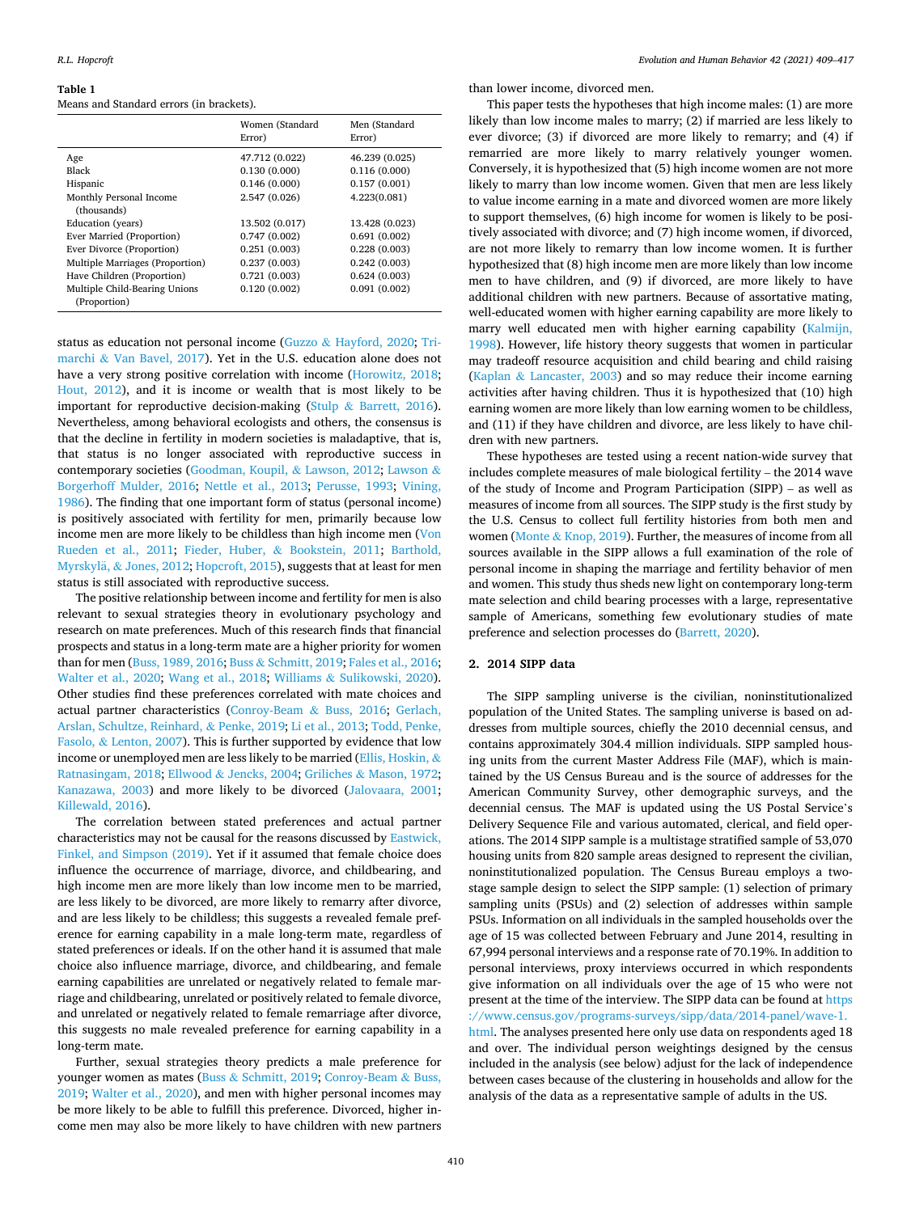**Table 1**

Means and Standard errors (in brackets).

| | Women (Standard Error) | Men (Standard Error) |
|---|---|---|
| Age | 47.712 (0.022) | 46.239 (0.025) |
| Black | 0.130 (0.000) | 0.116 (0.000) |
| Hispanic | 0.146 (0.000) | 0.157 (0.001) |
| Monthly Personal Income (thousands) | 2.547 (0.026) | 4.223(0.081) |
| Education (years) | 13.502 (0.017) | 13.428 (0.023) |
| Ever Married (Proportion) | 0.747 (0.002) | 0.691 (0.002) |
| Ever Divorce (Proportion) | 0.251 (0.003) | 0.228 (0.003) |
| Multiple Marriages (Proportion) | 0.237 (0.003) | 0.242 (0.003) |
| Have Children (Proportion) | 0.721 (0.003) | 0.624 (0.003) |
| Multiple Child-Bearing Unions (Proportion) | 0.120 (0.002) | 0.091 (0.002) |

status as education not personal income (Guzzo & Hayford, 2020; Trimarchi & Van Bavel, 2017). Yet in the U.S. education alone does not have a very strong positive correlation with income (Horowitz, 2018; Hout, 2012), and it is income or wealth that is most likely to be important for reproductive decision-making (Stulp & Barrett, 2016). Nevertheless, among behavioral ecologists and others, the consensus is that the decline in fertility in modern societies is maladaptive, that is, that status is no longer associated with reproductive success in contemporary societies (Goodman, Koupil, & Lawson, 2012; Lawson & Borgerhoff Mulder, 2016; Nettle et al., 2013; Perusse, 1993; Vining, 1986). The finding that one important form of status (personal income) is positively associated with fertility for men, primarily because low income men are more likely to be childless than high income men (Von Rueden et al., 2011; Fieder, Huber, & Bookstein, 2011; Barthold, Myrskylä, & Jones, 2012; Hopcroft, 2015), suggests that at least for men status is still associated with reproductive success.

The positive relationship between income and fertility for men is also relevant to sexual strategies theory in evolutionary psychology and research on mate preferences. Much of this research finds that financial prospects and status in a long-term mate are a higher priority for women than for men (Buss, 1989, 2016; Buss & Schmitt, 2019; Fales et al., 2016; Walter et al., 2020; Wang et al., 2018; Williams & Sulikowski, 2020). Other studies find these preferences correlated with mate choices and actual partner characteristics (Conroy-Beam & Buss, 2016; Gerlach, Arslan, Schultze, Reinhard, & Penke, 2019; Li et al., 2013; Todd, Penke, Fasolo, & Lenton, 2007). This is further supported by evidence that low income or unemployed men are less likely to be married (Ellis, Hoskin, & Ratnasingam, 2018; Ellwood & Jencks, 2004; Griliches & Mason, 1972; Kanazawa, 2003) and more likely to be divorced (Jalovaara, 2001; Killewald, 2016).

The correlation between stated preferences and actual partner characteristics may not be causal for the reasons discussed by Eastwick, Finkel, and Simpson (2019). Yet if it assumed that female choice does influence the occurrence of marriage, divorce, and childbearing, and high income men are more likely than low income men to be married, are less likely to be divorced, are more likely to remarry after divorce, and are less likely to be childless; this suggests a revealed female preference for earning capability in a male long-term mate, regardless of stated preferences or ideals. If on the other hand it is assumed that male choice also influence marriage, divorce, and childbearing, and female earning capabilities are unrelated or negatively related to female marriage and childbearing, unrelated or positively related to female divorce, and unrelated or negatively related to female remarriage after divorce, this suggests no male revealed preference for earning capability in a long-term mate.

Further, sexual strategies theory predicts a male preference for younger women as mates (Buss & Schmitt, 2019; Conroy-Beam & Buss, 2019; Walter et al., 2020), and men with higher personal incomes may be more likely to be able to fulfill this preference. Divorced, higher income men may also be more likely to have children with new partners than lower income, divorced men.

This paper tests the hypotheses that high income males: (1) are more likely than low income males to marry; (2) if married are less likely to ever divorce; (3) if divorced are more likely to remarry; and (4) if remarried are more likely to marry relatively younger women. Conversely, it is hypothesized that (5) high income women are not more likely to marry than low income women. Given that men are less likely to value income earning in a mate and divorced women are more likely to support themselves, (6) high income for women is likely to be positively associated with divorce; and (7) high income women, if divorced, are not more likely to remarry than low income women. It is further hypothesized that (8) high income men are more likely than low income men to have children, and (9) if divorced, are more likely to have additional children with new partners. Because of assortative mating, well-educated women with higher earning capability are more likely to marry well educated men with higher earning capability (Kalmijn, 1998). However, life history theory suggests that women in particular may tradeoff resource acquisition and child bearing and child raising (Kaplan & Lancaster, 2003) and so may reduce their income earning activities after having children. Thus it is hypothesized that (10) high earning women are more likely than low earning women to be childless, and (11) if they have children and divorce, are less likely to have children with new partners.

These hypotheses are tested using a recent nation-wide survey that includes complete measures of male biological fertility – the 2014 wave of the study of Income and Program Participation (SIPP) – as well as measures of income from all sources. The SIPP study is the first study by the U.S. Census to collect full fertility histories from both men and women (Monte & Knop, 2019). Further, the measures of income from all sources available in the SIPP allows a full examination of the role of personal income in shaping the marriage and fertility behavior of men and women. This study thus sheds new light on contemporary long-term mate selection and child bearing processes with a large, representative sample of Americans, something few evolutionary studies of mate preference and selection processes do (Barrett, 2020).

## 2. 2014 SIPP data

The SIPP sampling universe is the civilian, noninstitutionalized population of the United States. The sampling universe is based on addresses from multiple sources, chiefly the 2010 decennial census, and contains approximately 304.4 million individuals. SIPP sampled housing units from the current Master Address File (MAF), which is maintained by the US Census Bureau and is the source of addresses for the American Community Survey, other demographic surveys, and the decennial census. The MAF is updated using the US Postal Service's Delivery Sequence File and various automated, clerical, and field operations. The 2014 SIPP sample is a multistage stratified sample of 53,070 housing units from 820 sample areas designed to represent the civilian, noninstitutionalized population. The Census Bureau employs a two-stage sample design to select the SIPP sample: (1) selection of primary sampling units (PSUs) and (2) selection of addresses within sample PSUs. Information on all individuals in the sampled households over the age of 15 was collected between February and June 2014, resulting in 67,994 personal interviews and a response rate of 70.19%. In addition to personal interviews, proxy interviews occurred in which respondents give information on all individuals over the age of 15 who were not present at the time of the interview. The SIPP data can be found at https://www.census.gov/programs-surveys/sipp/data/2014-panel/wave-1.html. The analyses presented here only use data on respondents aged 18 and over. The individual person weightings designed by the census included in the analysis (see below) adjust for the lack of independence between cases because of the clustering in households and allow for the analysis of the data as a representative sample of adults in the US.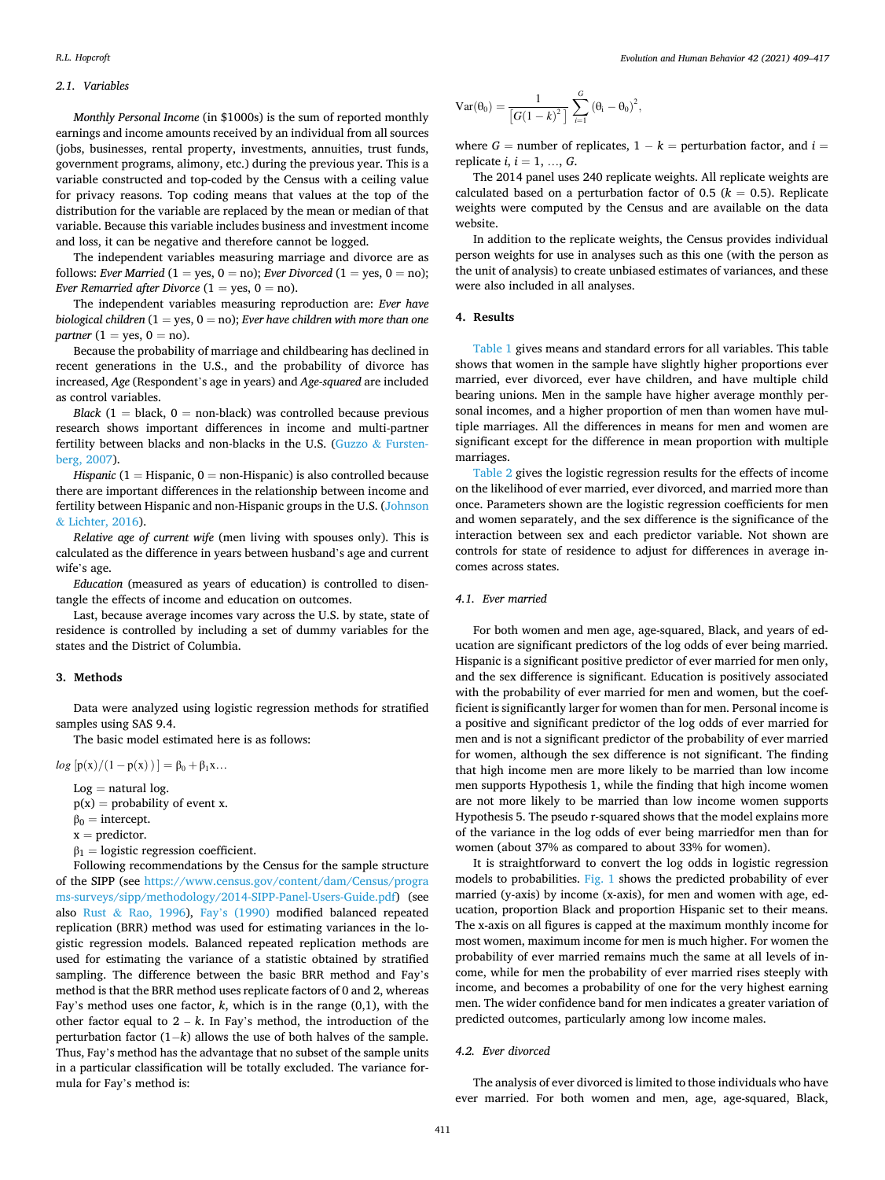### 2.1. Variables

*Monthly Personal Income* (in $1000s) is the sum of reported monthly earnings and income amounts received by an individual from all sources (jobs, businesses, rental property, investments, annuities, trust funds, government programs, alimony, etc.) during the previous year. This is a variable constructed and top-coded by the Census with a ceiling value for privacy reasons. Top coding means that values at the top of the distribution for the variable are replaced by the mean or median of that variable. Because this variable includes business and investment income and loss, it can be negative and therefore cannot be logged.

The independent variables measuring marriage and divorce are as follows: *Ever Married* (1 = yes, 0 = no); *Ever Divorced* (1 = yes, 0 = no); *Ever Remarried after Divorce* (1 = yes, 0 = no).

The independent variables measuring reproduction are: *Ever have biological children* (1 = yes, 0 = no); *Ever have children with more than one partner* (1 = yes, 0 = no).

Because the probability of marriage and childbearing has declined in recent generations in the U.S., and the probability of divorce has increased, *Age* (Respondent's age in years) and *Age-squared* are included as control variables.

*Black* (1 = black, 0 = non-black) was controlled because previous research shows important differences in income and multi-partner fertility between blacks and non-blacks in the U.S. (Guzzo & Furstenberg, 2007).

*Hispanic* (1 = Hispanic, 0 = non-Hispanic) is also controlled because there are important differences in the relationship between income and fertility between Hispanic and non-Hispanic groups in the U.S. (Johnson & Lichter, 2016).

*Relative age of current wife* (men living with spouses only). This is calculated as the difference in years between husband's age and current wife's age.

*Education* (measured as years of education) is controlled to disentangle the effects of income and education on outcomes.

Last, because average incomes vary across the U.S. by state, state of residence is controlled by including a set of dummy variables for the states and the District of Columbia.

## 3. Methods

Data were analyzed using logistic regression methods for stratified samples using SAS 9.4.

The basic model estimated here is as follows:

$$log\ [p(x)/(1-p(x))] = \beta_0 + \beta_1 x\ldots$$

Log = natural log.
p(x) = probability of event x.
$\beta_0$ = intercept.
x = predictor.
$\beta_1$ = logistic regression coefficient.

Following recommendations by the Census for the sample structure of the SIPP (see https://www.census.gov/content/dam/Census/programs-surveys/sipp/methodology/2014-SIPP-Panel-Users-Guide.pdf) (see also Rust & Rao, 1996), Fay's (1990) modified balanced repeated replication (BRR) method was used for estimating variances in the logistic regression models. Balanced repeated replication methods are used for estimating the variance of a statistic obtained by stratified sampling. The difference between the basic BRR method and Fay's method is that the BRR method uses replicate factors of 0 and 2, whereas Fay's method uses one factor, *k*, which is in the range (0,1), with the other factor equal to 2 – *k*. In Fay's method, the introduction of the perturbation factor (1−*k*) allows the use of both halves of the sample. Thus, Fay's method has the advantage that no subset of the sample units in a particular classification will be totally excluded. The variance formula for Fay's method is:

$$\mathrm{Var}(\theta_0) = \frac{1}{\left[G(1-k)^2\right]} \sum_{i=1}^{G} (\theta_i - \theta_0)^2,$$

where $G$ = number of replicates, $1-k$ = perturbation factor, and $i$ = replicate $i$, $i = 1, \ldots, G$.

The 2014 panel uses 240 replicate weights. All replicate weights are calculated based on a perturbation factor of 0.5 ($k$ = 0.5). Replicate weights were computed by the Census and are available on the data website.

In addition to the replicate weights, the Census provides individual person weights for use in analyses such as this one (with the person as the unit of analysis) to create unbiased estimates of variances, and these were also included in all analyses.

## 4. Results

Table 1 gives means and standard errors for all variables. This table shows that women in the sample have slightly higher proportions ever married, ever divorced, ever have children, and have multiple child bearing unions. Men in the sample have higher average monthly personal incomes, and a higher proportion of men than women have multiple marriages. All the differences in means for men and women are significant except for the difference in mean proportion with multiple marriages.

Table 2 gives the logistic regression results for the effects of income on the likelihood of ever married, ever divorced, and married more than once. Parameters shown are the logistic regression coefficients for men and women separately, and the sex difference is the significance of the interaction between sex and each predictor variable. Not shown are controls for state of residence to adjust for differences in average incomes across states.

### 4.1. Ever married

For both women and men age, age-squared, Black, and years of education are significant predictors of the log odds of ever being married. Hispanic is a significant positive predictor of ever married for men only, and the sex difference is significant. Education is positively associated with the probability of ever married for men and women, but the coefficient is significantly larger for women than for men. Personal income is a positive and significant predictor of the log odds of ever married for men and is not a significant predictor of the probability of ever married for women, although the sex difference is not significant. The finding that high income men are more likely to be married than low income men supports Hypothesis 1, while the finding that high income women are not more likely to be married than low income women supports Hypothesis 5. The pseudo r-squared shows that the model explains more of the variance in the log odds of ever being marriedfor men than for women (about 37% as compared to about 33% for women).

It is straightforward to convert the log odds in logistic regression models to probabilities. Fig. 1 shows the predicted probability of ever married (y-axis) by income (x-axis), for men and women with age, education, proportion Black and proportion Hispanic set to their means. The x-axis on all figures is capped at the maximum monthly income for most women, maximum income for men is much higher. For women the probability of ever married remains much the same at all levels of income, while for men the probability of ever married rises steeply with income, and becomes a probability of one for the very highest earning men. The wider confidence band for men indicates a greater variation of predicted outcomes, particularly among low income males.

### 4.2. Ever divorced

The analysis of ever divorced is limited to those individuals who have ever married. For both women and men, age, age-squared, Black,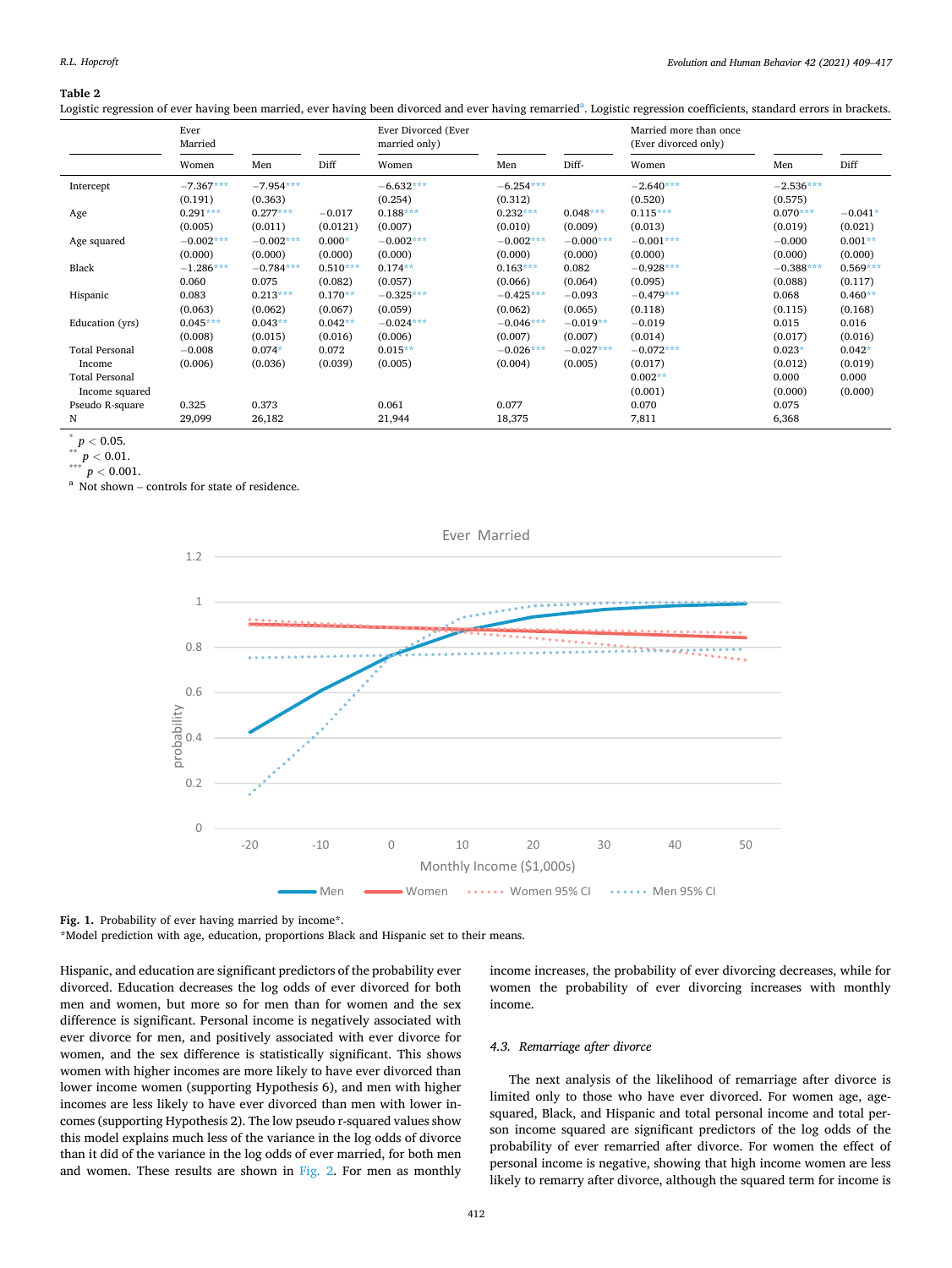**Table 2**

Logistic regression of ever having been married, ever having been divorced and ever having remarried[a]. Logistic regression coefficients, standard errors in brackets.

| | Ever Married | | | Ever Divorced (Ever married only) | | | Married more than once (Ever divorced only) | | |
|---|---|---|---|---|---|---|---|---|---|
| | Women | Men | Diff | Women | Men | Diff- | Women | Men | Diff |
| Intercept | −7.367*** | −7.954*** | | −6.632*** | −6.254*** | | −2.640*** | −2.536*** | |
| | (0.191) | (0.363) | | (0.254) | (0.312) | | (0.520) | (0.575) | |
| Age | 0.291*** | 0.277*** | −0.017 | 0.188*** | 0.232*** | 0.048*** | 0.115*** | 0.070*** | −0.041* |
| | (0.005) | (0.011) | (0.0121) | (0.007) | (0.010) | (0.009) | (0.013) | (0.019) | (0.021) |
| Age squared | −0.002*** | −0.002*** | 0.000* | −0.002*** | −0.002*** | −0.000*** | −0.001*** | −0.000 | 0.001** |
| | (0.000) | (0.000) | (0.000) | (0.000) | (0.000) | (0.000) | (0.000) | (0.000) | (0.000) |
| Black | −1.286*** | −0.784*** | 0.510*** | 0.174** | 0.163*** | 0.082 | −0.928*** | −0.388*** | 0.569*** |
| | 0.060 | 0.075 | (0.082) | (0.057) | (0.066) | (0.064) | (0.095) | (0.088) | (0.117) |
| Hispanic | 0.083 | 0.213*** | 0.170** | −0.325*** | −0.425*** | −0.093 | −0.479*** | 0.068 | 0.460** |
| | (0.063) | (0.062) | (0.067) | (0.059) | (0.062) | (0.065) | (0.118) | (0.115) | (0.168) |
| Education (yrs) | 0.045*** | 0.043** | 0.042** | −0.024*** | −0.046*** | −0.019** | −0.019 | 0.015 | 0.016 |
| | (0.008) | (0.015) | (0.016) | (0.006) | (0.007) | (0.007) | (0.014) | (0.017) | (0.016) |
| Total Personal Income | −0.008 | 0.074* | 0.072 | 0.015** | −0.026*** | −0.027*** | −0.072*** | 0.023* | 0.042* |
| | (0.006) | (0.036) | (0.039) | (0.005) | (0.004) | (0.005) | (0.017) | (0.012) | (0.019) |
| Total Personal Income squared | | | | | | | 0.002** | 0.000 | 0.000 |
| | | | | | | | (0.001) | (0.000) | (0.000) |
| Pseudo R-square | 0.325 | 0.373 | | 0.061 | 0.077 | | 0.070 | 0.075 | |
| N | 29,099 | 26,182 | | 21,944 | 18,375 | | 7,811 | 6,368 | |

[*] $p < 0.05$.
[**] $p < 0.01$.
[***] $p < 0.001$.
[a] Not shown – controls for state of residence.

**Fig. 1.** Probability of ever having married by income*.
*Model prediction with age, education, proportions Black and Hispanic set to their means.

Hispanic, and education are significant predictors of the probability ever divorced. Education decreases the log odds of ever divorced for both men and women, but more so for men than for women and the sex difference is significant. Personal income is negatively associated with ever divorce for men, and positively associated with ever divorce for women, and the sex difference is statistically significant. This shows women with higher incomes are more likely to have ever divorced than lower income women (supporting Hypothesis 6), and men with higher incomes are less likely to have ever divorced than men with lower incomes (supporting Hypothesis 2). The low pseudo r-squared values show this model explains much less of the variance in the log odds of divorce than it did of the variance in the log odds of ever married, for both men and women. These results are shown in Fig. 2. For men as monthly income increases, the probability of ever divorcing decreases, while for women the probability of ever divorcing increases with monthly income.

### 4.3. Remarriage after divorce

The next analysis of the likelihood of remarriage after divorce is limited only to those who have ever divorced. For women age, age-squared, Black, and Hispanic and total personal income and total person income squared are significant predictors of the log odds of the probability of ever remarried after divorce. For women the effect of personal income is negative, showing that high income women are less likely to remarry after divorce, although the squared term for income is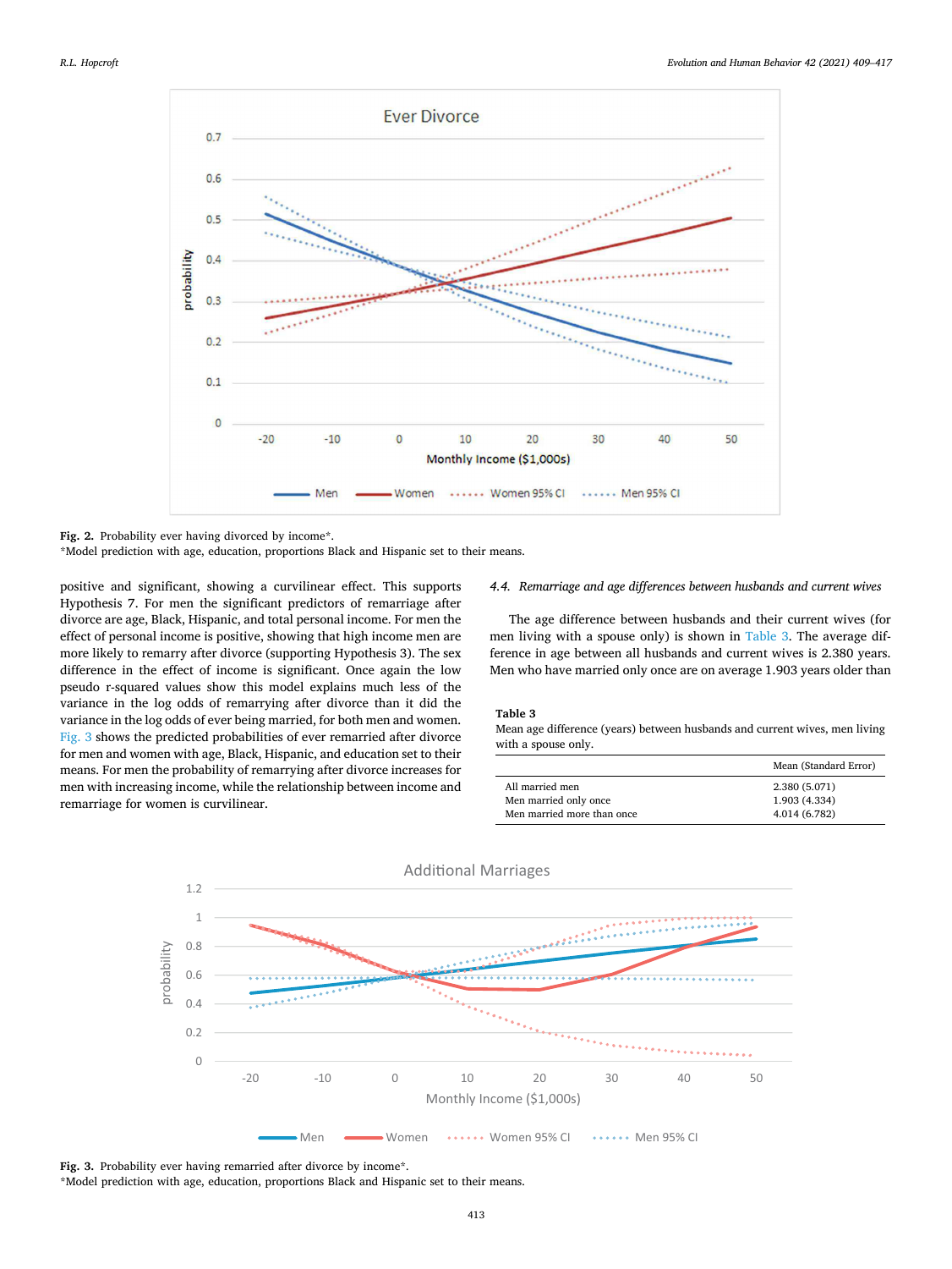Fig. 2. Probability ever having divorced by income*.
*Model prediction with age, education, proportions Black and Hispanic set to their means.

positive and significant, showing a curvilinear effect. This supports Hypothesis 7. For men the significant predictors of remarriage after divorce are age, Black, Hispanic, and total personal income. For men the effect of personal income is positive, showing that high income men are more likely to remarry after divorce (supporting Hypothesis 3). The sex difference in the effect of income is significant. Once again the low pseudo r-squared values show this model explains much less of the variance in the log odds of remarrying after divorce than it did the variance in the log odds of ever being married, for both men and women. Fig. 3 shows the predicted probabilities of ever remarried after divorce for men and women with age, Black, Hispanic, and education set to their means. For men the probability of remarrying after divorce increases for men with increasing income, while the relationship between income and remarriage for women is curvilinear.

### 4.4. Remarriage and age differences between husbands and current wives

The age difference between husbands and their current wives (for men living with a spouse only) is shown in Table 3. The average difference in age between all husbands and current wives is 2.380 years. Men who have married only once are on average 1.903 years older than

**Table 3**
Mean age difference (years) between husbands and current wives, men living with a spouse only.

| | Mean (Standard Error) |
|---|---|
| All married men | 2.380 (5.071) |
| Men married only once | 1.903 (4.334) |
| Men married more than once | 4.014 (6.782) |

Fig. 3. Probability ever having remarried after divorce by income*.
*Model prediction with age, education, proportions Black and Hispanic set to their means.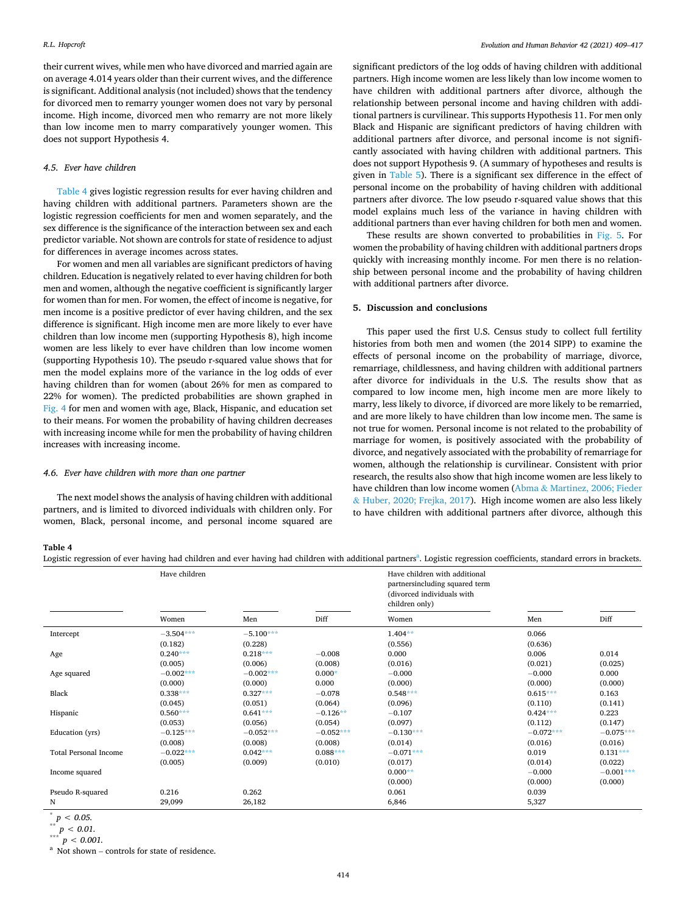their current wives, while men who have divorced and married again are on average 4.014 years older than their current wives, and the difference is significant. Additional analysis (not included) shows that the tendency for divorced men to remarry younger women does not vary by personal income. High income, divorced men who remarry are not more likely than low income men to marry comparatively younger women. This does not support Hypothesis 4.

### 4.5. Ever have children

Table 4 gives logistic regression results for ever having children and having children with additional partners. Parameters shown are the logistic regression coefficients for men and women separately, and the sex difference is the significance of the interaction between sex and each predictor variable. Not shown are controls for state of residence to adjust for differences in average incomes across states.

For women and men all variables are significant predictors of having children. Education is negatively related to ever having children for both men and women, although the negative coefficient is significantly larger for women than for men. For women, the effect of income is negative, for men income is a positive predictor of ever having children, and the sex difference is significant. High income men are more likely to ever have children than low income men (supporting Hypothesis 8), high income women are less likely to ever have children than low income women (supporting Hypothesis 10). The pseudo r-squared value shows that for men the model explains more of the variance in the log odds of ever having children than for women (about 26% for men as compared to 22% for women). The predicted probabilities are shown graphed in Fig. 4 for men and women with age, Black, Hispanic, and education set to their means. For women the probability of having children decreases with increasing income while for men the probability of having children increases with increasing income.

### 4.6. Ever have children with more than one partner

The next model shows the analysis of having children with additional partners, and is limited to divorced individuals with children only. For women, Black, personal income, and personal income squared are significant predictors of the log odds of having children with additional partners. High income women are less likely than low income women to have children with additional partners after divorce, although the relationship between personal income and having children with additional partners is curvilinear. This supports Hypothesis 11. For men only Black and Hispanic are significant predictors of having children with additional partners after divorce, and personal income is not significantly associated with having children with additional partners. This does not support Hypothesis 9. (A summary of hypotheses and results is given in Table 5). There is a significant sex difference in the effect of personal income on the probability of having children with additional partners after divorce. The low pseudo r-squared value shows that this model explains much less of the variance in having children with additional partners than ever having children for both men and women.

These results are shown converted to probabilities in Fig. 5. For women the probability of having children with additional partners drops quickly with increasing monthly income. For men there is no relationship between personal income and the probability of having children with additional partners after divorce.

## 5. Discussion and conclusions

This paper used the first U.S. Census study to collect full fertility histories from both men and women (the 2014 SIPP) to examine the effects of personal income on the probability of marriage, divorce, remarriage, childlessness, and having children with additional partners after divorce for individuals in the U.S. The results show that as compared to low income men, high income men are more likely to marry, less likely to divorce, if divorced are more likely to be remarried, and are more likely to have children than low income men. The same is not true for women. Personal income is not related to the probability of marriage for women, is positively associated with the probability of divorce, and negatively associated with the probability of remarriage for women, although the relationship is curvilinear. Consistent with prior research, the results also show that high income women are less likely to have children than low income women (Abma & Martinez, 2006; Fieder & Huber, 2020; Frejka, 2017). High income women are also less likely to have children with additional partners after divorce, although this

**Table 4**
Logistic regression of ever having had children and ever having had children with additional partners[a]. Logistic regression coefficients, standard errors in brackets.

| | Have children | | | Have children with additional partnersincluding squared term (divorced individuals with children only) | | |
|---|---|---|---|---|---|---|
| | Women | Men | Diff | Women | Men | Diff |
| Intercept | −3.504*** | −5.100*** | | 1.404** | 0.066 | |
| | (0.182) | (0.228) | | (0.556) | (0.636) | |
| Age | 0.240*** | 0.218*** | −0.008 | 0.000 | 0.006 | 0.014 |
| | (0.005) | (0.006) | (0.008) | (0.016) | (0.021) | (0.025) |
| Age squared | −0.002*** | −0.002*** | 0.000* | −0.000 | −0.000 | 0.000 |
| | (0.000) | (0.000) | 0.000 | (0.000) | (0.000) | (0.000) |
| Black | 0.338*** | 0.327*** | −0.078 | 0.548*** | 0.615*** | 0.163 |
| | (0.045) | (0.051) | (0.064) | (0.096) | (0.110) | (0.141) |
| Hispanic | 0.560*** | 0.641*** | −0.126** | −0.107 | 0.424*** | 0.223 |
| | (0.053) | (0.056) | (0.054) | (0.097) | (0.112) | (0.147) |
| Education (yrs) | −0.125*** | −0.052*** | −0.052*** | −0.130*** | −0.072*** | −0.075*** |
| | (0.008) | (0.008) | (0.008) | (0.014) | (0.016) | (0.016) |
| Total Personal Income | −0.022*** | 0.042*** | 0.088*** | −0.071*** | 0.019 | 0.131*** |
| | (0.005) | (0.009) | (0.010) | (0.017) | (0.014) | (0.022) |
| Income squared | | | | 0.000** | −0.000 | −0.001*** |
| | | | | (0.000) | (0.000) | (0.000) |
| Pseudo R-squared | 0.216 | 0.262 | | 0.061 | 0.039 | |
| N | 29,099 | 26,182 | | 6,846 | 5,327 | |

\* $p < 0.05$.
\*\* $p < 0.01$.
\*\*\* $p < 0.001$.
[a] Not shown – controls for state of residence.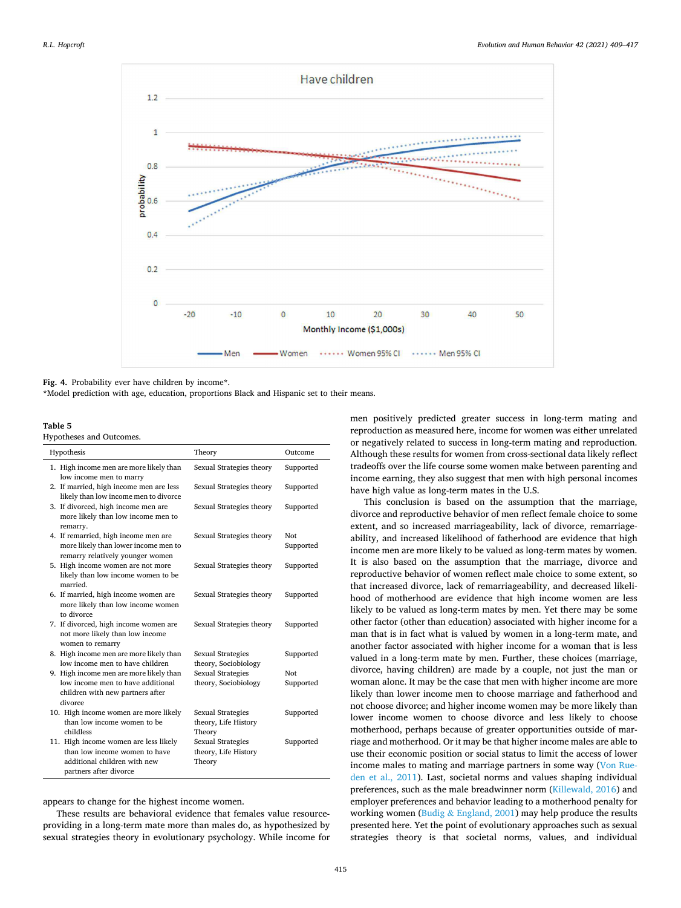Fig. 4. Probability ever have children by income*.
*Model prediction with age, education, proportions Black and Hispanic set to their means.

**Table 5**
Hypotheses and Outcomes.

| Hypothesis | Theory | Outcome |
|---|---|---|
| 1. High income men are more likely than low income men to marry | Sexual Strategies theory | Supported |
| 2. If married, high income men are less likely than low income men to divorce | Sexual Strategies theory | Supported |
| 3. If divorced, high income men are more likely than low income men to remarry. | Sexual Strategies theory | Supported |
| 4. If remarried, high income men are more likely than lower income men to remarry relatively younger women | Sexual Strategies theory | Not Supported |
| 5. High income women are not more likely than low income women to be married. | Sexual Strategies theory | Supported |
| 6. If married, high income women are more likely than low income women to divorce | Sexual Strategies theory | Supported |
| 7. If divorced, high income women are not more likely than low income women to remarry | Sexual Strategies theory | Supported |
| 8. High income men are more likely than low income men to have children | Sexual Strategies theory, Sociobiology | Supported |
| 9. High income men are more likely than low income men to have additional children with new partners after divorce | Sexual Strategies theory, Sociobiology | Not Supported |
| 10. High income women are more likely than low income women to be childless | Sexual Strategies theory, Life History Theory | Supported |
| 11. High income women are less likely than low income women to have additional children with new partners after divorce | Sexual Strategies theory, Life History Theory | Supported |

appears to change for the highest income women.

These results are behavioral evidence that females value resource-providing in a long-term mate more than males do, as hypothesized by sexual strategies theory in evolutionary psychology. While income for men positively predicted greater success in long-term mating and reproduction as measured here, income for women was either unrelated or negatively related to success in long-term mating and reproduction. Although these results for women from cross-sectional data likely reflect tradeoffs over the life course some women make between parenting and income earning, they also suggest that men with high personal incomes have high value as long-term mates in the U.S.

This conclusion is based on the assumption that the marriage, divorce and reproductive behavior of men reflect female choice to some extent, and so increased marriageability, lack of divorce, remarriageability, and increased likelihood of fatherhood are evidence that high income men are more likely to be valued as long-term mates by women. It is also based on the assumption that the marriage, divorce and reproductive behavior of women reflect male choice to some extent, so that increased divorce, lack of remarriageability, and decreased likelihood of motherhood are evidence that high income women are less likely to be valued as long-term mates by men. Yet there may be some other factor (other than education) associated with higher income for a man that is in fact what is valued by women in a long-term mate, and another factor associated with higher income for a woman that is less valued in a long-term mate by men. Further, these choices (marriage, divorce, having children) are made by a couple, not just the man or woman alone. It may be the case that men with higher income are more likely than lower income men to choose marriage and fatherhood and not choose divorce; and higher income women may be more likely than lower income women to choose divorce and less likely to choose motherhood, perhaps because of greater opportunities outside of marriage and motherhood. Or it may be that higher income males are able to use their economic position or social status to limit the access of lower income males to mating and marriage partners in some way (Von Rueden et al., 2011). Last, societal norms and values shaping individual preferences, such as the male breadwinner norm (Killewald, 2016) and employer preferences and behavior leading to a motherhood penalty for working women (Budig & England, 2001) may help produce the results presented here. Yet the point of evolutionary approaches such as sexual strategies theory is that societal norms, values, and individual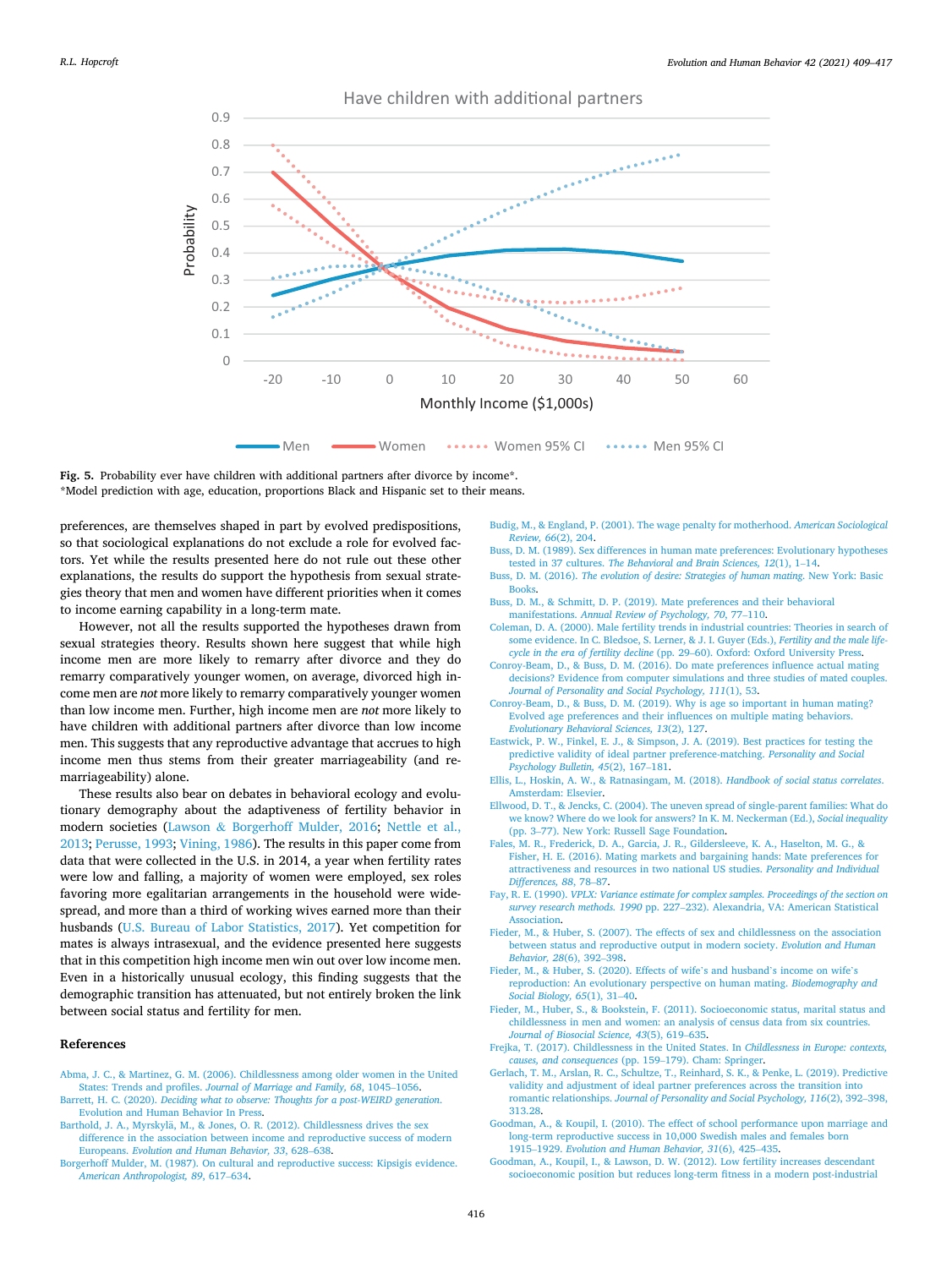**Fig. 5.** Probability ever have children with additional partners after divorce by income*.
*Model prediction with age, education, proportions Black and Hispanic set to their means.

preferences, are themselves shaped in part by evolved predispositions, so that sociological explanations do not exclude a role for evolved factors. Yet while the results presented here do not rule out these other explanations, the results do support the hypothesis from sexual strategies theory that men and women have different priorities when it comes to income earning capability in a long-term mate.

However, not all the results supported the hypotheses drawn from sexual strategies theory. Results shown here suggest that while high income men are more likely to remarry after divorce and they do remarry comparatively younger women, on average, divorced high income men are *not* more likely to remarry comparatively younger women than low income men. Further, high income men are *not* more likely to have children with additional partners after divorce than low income men. This suggests that any reproductive advantage that accrues to high income men thus stems from their greater marriageability (and remarriageability) alone.

These results also bear on debates in behavioral ecology and evolutionary demography about the adaptiveness of fertility behavior in modern societies (Lawson & Borgerhoff Mulder, 2016; Nettle et al., 2013; Perusse, 1993; Vining, 1986). The results in this paper come from data that were collected in the U.S. in 2014, a year when fertility rates were low and falling, a majority of women were employed, sex roles favoring more egalitarian arrangements in the household were widespread, and more than a third of working wives earned more than their husbands (U.S. Bureau of Labor Statistics, 2017). Yet competition for mates is always intrasexual, and the evidence presented here suggests that in this competition high income men win out over low income men. Even in a historically unusual ecology, this finding suggests that the demographic transition has attenuated, but not entirely broken the link between social status and fertility for men.

## References

Abma, J. C., & Martinez, G. M. (2006). Childlessness among older women in the United States: Trends and profiles. *Journal of Marriage and Family, 68*, 1045–1056.

Barrett, H. C. (2020). *Deciding what to observe: Thoughts for a post-WEIRD generation.* Evolution and Human Behavior In Press.

Barthold, J. A., Myrskylä, M., & Jones, O. R. (2012). Childlessness drives the sex difference in the association between income and reproductive success of modern Europeans. *Evolution and Human Behavior, 33*, 628–638.

Borgerhoff Mulder, M. (1987). On cultural and reproductive success: Kipsigis evidence. *American Anthropologist, 89*, 617–634.

Budig, M., & England, P. (2001). The wage penalty for motherhood. *American Sociological Review, 66*(2), 204.

Buss, D. M. (1989). Sex differences in human mate preferences: Evolutionary hypotheses tested in 37 cultures. *The Behavioral and Brain Sciences, 12*(1), 1–14.

Buss, D. M. (2016). *The evolution of desire: Strategies of human mating.* New York: Basic Books.

Buss, D. M., & Schmitt, D. P. (2019). Mate preferences and their behavioral manifestations. *Annual Review of Psychology, 70*, 77–110.

Coleman, D. A. (2000). Male fertility trends in industrial countries: Theories in search of some evidence. In C. Bledsoe, S. Lerner, & J. I. Guyer (Eds.), *Fertility and the male life-cycle in the era of fertility decline* (pp. 29–60). Oxford: Oxford University Press.

Conroy-Beam, D., & Buss, D. M. (2016). Do mate preferences influence actual mating decisions? Evidence from computer simulations and three studies of mated couples. *Journal of Personality and Social Psychology, 111*(1), 53.

Conroy-Beam, D., & Buss, D. M. (2019). Why is age so important in human mating? Evolved age preferences and their influences on multiple mating behaviors. *Evolutionary Behavioral Sciences, 13*(2), 127.

Eastwick, P. W., Finkel, E. J., & Simpson, J. A. (2019). Best practices for testing the predictive validity of ideal partner preference-matching. *Personality and Social Psychology Bulletin, 45*(2), 167–181.

Ellis, L., Hoskin, A. W., & Ratnasingam, M. (2018). *Handbook of social status correlates.* Amsterdam: Elsevier.

Ellwood, D. T., & Jencks, C. (2004). The uneven spread of single-parent families: What do we know? Where do we look for answers? In K. M. Neckerman (Ed.), *Social inequality* (pp. 3–77). New York: Russell Sage Foundation.

Fales, M. R., Frederick, D. A., Garcia, J. R., Gildersleeve, K. A., Haselton, M. G., & Fisher, H. E. (2016). Mating markets and bargaining hands: Mate preferences for attractiveness and resources in two national US studies. *Personality and Individual Differences, 88*, 78–87.

Fay, R. E. (1990). *VPLX: Variance estimate for complex samples. Proceedings of the section on survey research methods. 1990* pp. 227–232). Alexandria, VA: American Statistical Association.

Fieder, M., & Huber, S. (2007). The effects of sex and childlessness on the association between status and reproductive output in modern society. *Evolution and Human Behavior, 28*(6), 392–398.

Fieder, M., & Huber, S. (2020). Effects of wife's and husband's income on wife's reproduction: An evolutionary perspective on human mating. *Biodemography and Social Biology, 65*(1), 31–40.

Fieder, M., Huber, S., & Bookstein, F. (2011). Socioeconomic status, marital status and childlessness in men and women: an analysis of census data from six countries. *Journal of Biosocial Science, 43*(5), 619–635.

Frejka, T. (2017). Childlessness in the United States. In *Childlessness in Europe: contexts, causes, and consequences* (pp. 159–179). Cham: Springer.

Gerlach, T. M., Arslan, R. C., Schultze, T., Reinhard, S. K., & Penke, L. (2019). Predictive validity and adjustment of ideal partner preferences across the transition into romantic relationships. *Journal of Personality and Social Psychology, 116*(2), 392–398, 313.28.

Goodman, A., & Koupil, I. (2010). The effect of school performance upon marriage and long-term reproductive success in 10,000 Swedish males and females born 1915–1929. *Evolution and Human Behavior, 31*(6), 425–435.

Goodman, A., Koupil, I., & Lawson, D. W. (2012). Low fertility increases descendant socioeconomic position but reduces long-term fitness in a modern post-industrial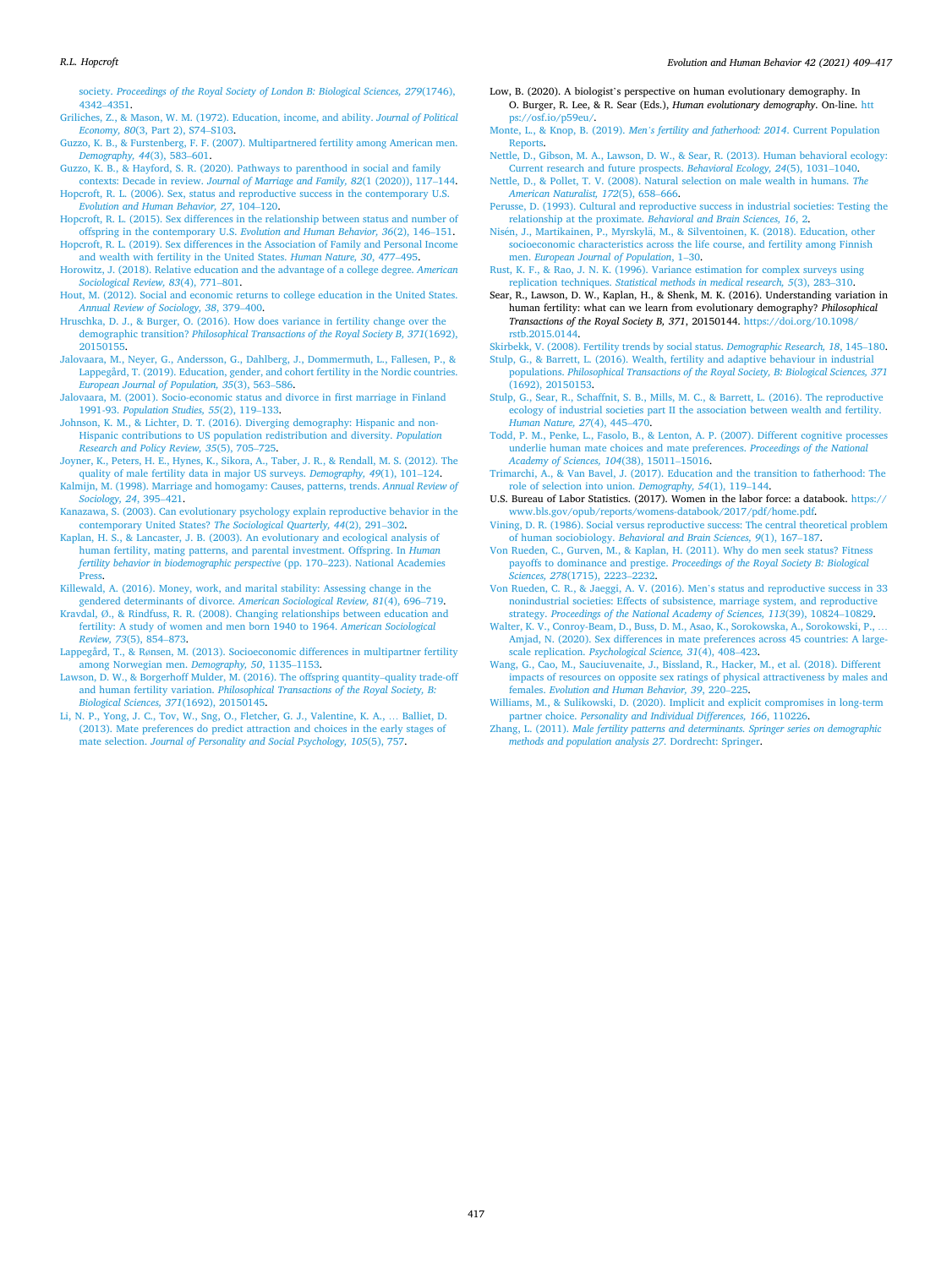society. *Proceedings of the Royal Society of London B: Biological Sciences, 279*(1746), 4342–4351.

Griliches, Z., & Mason, W. M. (1972). Education, income, and ability. *Journal of Political Economy, 80*(3, Part 2), S74–S103.

Guzzo, K. B., & Furstenberg, F. F. (2007). Multipartnered fertility among American men. *Demography, 44*(3), 583–601.

Guzzo, K. B., & Hayford, S. R. (2020). Pathways to parenthood in social and family contexts: Decade in review. *Journal of Marriage and Family, 82*(1 (2020)), 117–144.

Hopcroft, R. L. (2006). Sex, status and reproductive success in the contemporary U.S. *Evolution and Human Behavior, 27*, 104–120.

Hopcroft, R. L. (2015). Sex differences in the relationship between status and number of offspring in the contemporary U.S. *Evolution and Human Behavior, 36*(2), 146–151.

Hopcroft, R. L. (2019). Sex differences in the Association of Family and Personal Income and wealth with fertility in the United States. *Human Nature, 30*, 477–495.

Horowitz, J. (2018). Relative education and the advantage of a college degree. *American Sociological Review, 83*(4), 771–801.

Hout, M. (2012). Social and economic returns to college education in the United States. *Annual Review of Sociology, 38*, 379–400.

Hruschka, D. J., & Burger, O. (2016). How does variance in fertility change over the demographic transition? *Philosophical Transactions of the Royal Society B, 371*(1692), 20150155.

Jalovaara, M., Neyer, G., Andersson, G., Dahlberg, J., Dommermuth, L., Fallesen, P., & Lappegård, T. (2019). Education, gender, and cohort fertility in the Nordic countries. *European Journal of Population, 35*(3), 563–586.

Jalovaara, M. (2001). Socio-economic status and divorce in first marriage in Finland 1991-93. *Population Studies, 55*(2), 119–133.

Johnson, K. M., & Lichter, D. T. (2016). Diverging demography: Hispanic and non-Hispanic contributions to US population redistribution and diversity. *Population Research and Policy Review, 35*(5), 705–725.

Joyner, K., Peters, H. E., Hynes, K., Sikora, A., Taber, J. R., & Rendall, M. S. (2012). The quality of male fertility data in major US surveys. *Demography, 49*(1), 101–124.

Kalmijn, M. (1998). Marriage and homogamy: Causes, patterns, trends. *Annual Review of Sociology, 24*, 395–421.

Kanazawa, S. (2003). Can evolutionary psychology explain reproductive behavior in the contemporary United States? *The Sociological Quarterly, 44*(2), 291–302.

Kaplan, H. S., & Lancaster, J. B. (2003). An evolutionary and ecological analysis of human fertility, mating patterns, and parental investment. Offspring. In *Human fertility behavior in biodemographic perspective* (pp. 170–223). National Academies Press.

Killewald, A. (2016). Money, work, and marital stability: Assessing change in the gendered determinants of divorce. *American Sociological Review, 81*(4), 696–719.

Kravdal, Ø., & Rindfuss, R. R. (2008). Changing relationships between education and fertility: A study of women and men born 1940 to 1964. *American Sociological Review, 73*(5), 854–873.

Lappegård, T., & Rønsen, M. (2013). Socioeconomic differences in multipartner fertility among Norwegian men. *Demography, 50*, 1135–1153.

Lawson, D. W., & Borgerhoff Mulder, M. (2016). The offspring quantity–quality trade-off and human fertility variation. *Philosophical Transactions of the Royal Society, B: Biological Sciences, 371*(1692), 20150145.

Li, N. P., Yong, J. C., Tov, W., Sng, O., Fletcher, G. J., Valentine, K. A., … Balliet, D. (2013). Mate preferences do predict attraction and choices in the early stages of mate selection. *Journal of Personality and Social Psychology, 105*(5), 757.

Low, B. (2020). A biologist's perspective on human evolutionary demography. In O. Burger, R. Lee, & R. Sear (Eds.), *Human evolutionary demography*. On-line. https://osf.io/p59eu/.

Monte, L., & Knop, B. (2019). *Men's fertility and fatherhood: 2014*. Current Population Reports.

Nettle, D., Gibson, M. A., Lawson, D. W., & Sear, R. (2013). Human behavioral ecology: Current research and future prospects. *Behavioral Ecology, 24*(5), 1031–1040.

Nettle, D., & Pollet, T. V. (2008). Natural selection on male wealth in humans. *The American Naturalist, 172*(5), 658–666.

Perusse, D. (1993). Cultural and reproductive success in industrial societies: Testing the relationship at the proximate. *Behavioral and Brain Sciences, 16*, 2.

Nisén, J., Martikainen, P., Myrskylä, M., & Silventoinen, K. (2018). Education, other socioeconomic characteristics across the life course, and fertility among Finnish men. *European Journal of Population*, 1–30.

Rust, K. F., & Rao, J. N. K. (1996). Variance estimation for complex surveys using replication techniques. *Statistical methods in medical research, 5*(3), 283–310.

Sear, R., Lawson, D. W., Kaplan, H., & Shenk, M. K. (2016). Understanding variation in human fertility: what can we learn from evolutionary demography? *Philosophical Transactions of the Royal Society B, 371*, 20150144. https://doi.org/10.1098/rstb.2015.0144.

Skirbekk, V. (2008). Fertility trends by social status. *Demographic Research, 18*, 145–180.

Stulp, G., & Barrett, L. (2016). Wealth, fertility and adaptive behaviour in industrial populations. *Philosophical Transactions of the Royal Society, B: Biological Sciences, 371* (1692), 20150153.

Stulp, G., Sear, R., Schaffnit, S. B., Mills, M. C., & Barrett, L. (2016). The reproductive ecology of industrial societies part II the association between wealth and fertility. *Human Nature, 27*(4), 445–470.

Todd, P. M., Penke, L., Fasolo, B., & Lenton, A. P. (2007). Different cognitive processes underlie human mate choices and mate preferences. *Proceedings of the National Academy of Sciences, 104*(38), 15011–15016.

Trimarchi, A., & Van Bavel, J. (2017). Education and the transition to fatherhood: The role of selection into union. *Demography, 54*(1), 119–144.

U.S. Bureau of Labor Statistics. (2017). Women in the labor force: a databook. https://www.bls.gov/opub/reports/womens-databook/2017/pdf/home.pdf.

Vining, D. R. (1986). Social versus reproductive success: The central theoretical problem of human sociobiology. *Behavioral and Brain Sciences, 9*(1), 167–187.

Von Rueden, C., Gurven, M., & Kaplan, H. (2011). Why do men seek status? Fitness payoffs to dominance and prestige. *Proceedings of the Royal Society B: Biological Sciences, 278*(1715), 2223–2232.

Von Rueden, C. R., & Jaeggi, A. V. (2016). Men's status and reproductive success in 33 nonindustrial societies: Effects of subsistence, marriage system, and reproductive strategy. *Proceedings of the National Academy of Sciences, 113*(39), 10824–10829.

Walter, K. V., Conroy-Beam, D., Buss, D. M., Asao, K., Sorokowska, A., Sorokowski, P., … Amjad, N. (2020). Sex differences in mate preferences across 45 countries: A large-scale replication. *Psychological Science, 31*(4), 408–423.

Wang, G., Cao, M., Sauciuvenaite, J., Bissland, R., Hacker, M., et al. (2018). Different impacts of resources on opposite sex ratings of physical attractiveness by males and females. *Evolution and Human Behavior, 39*, 220–225.

Williams, M., & Sulikowski, D. (2020). Implicit and explicit compromises in long-term partner choice. *Personality and Individual Differences, 166*, 110226.

Zhang, L. (2011). *Male fertility patterns and determinants. Springer series on demographic methods and population analysis 27*. Dordrecht: Springer.